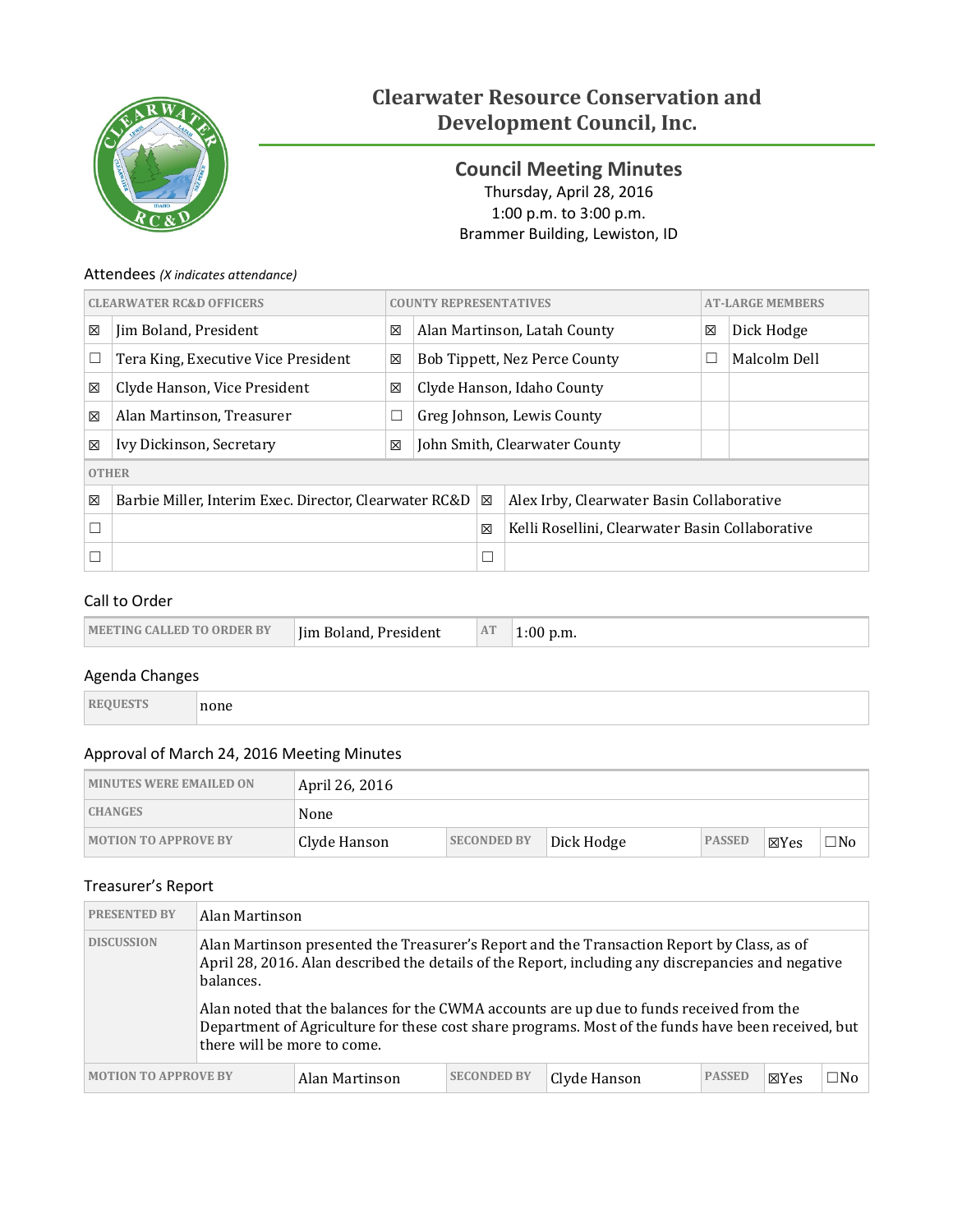# Clearwater Resource Conservation and Development Council, Inc.

## Council Meeting Minutes

Thursday, April 28, 2016
1:00 p.m. to 3:00 p.m.
Brammer Building, Lewiston, ID

### Attendees *(X indicates attendance)*

| | CLEARWATER RC&D OFFICERS | | COUNTY REPRESENTATIVES | | AT-LARGE MEMBERS |
|---|---|---|---|---|---|
| ☒ | Jim Boland, President | ☒ | Alan Martinson, Latah County | ☒ | Dick Hodge |
| ☐ | Tera King, Executive Vice President | ☒ | Bob Tippett, Nez Perce County | ☐ | Malcolm Dell |
| ☒ | Clyde Hanson, Vice President | ☒ | Clyde Hanson, Idaho County | | |
| ☒ | Alan Martinson, Treasurer | ☐ | Greg Johnson, Lewis County | | |
| ☒ | Ivy Dickinson, Secretary | ☒ | John Smith, Clearwater County | | |

| | OTHER | | |
|---|---|---|---|
| ☒ | Barbie Miller, Interim Exec. Director, Clearwater RC&D | ☒ | Alex Irby, Clearwater Basin Collaborative |
| ☐ | | ☒ | Kelli Rosellini, Clearwater Basin Collaborative |
| ☐ | | ☐ | |

### Call to Order

| MEETING CALLED TO ORDER BY | Jim Boland, President | AT | 1:00 p.m. |
|---|---|---|---|

### Agenda Changes

| REQUESTS | none |
|---|---|

### Approval of March 24, 2016 Meeting Minutes

| MINUTES WERE EMAILED ON | April 26, 2016 | | | | | |
|---|---|---|---|---|---|---|
| CHANGES | None | | | | | |
| MOTION TO APPROVE BY | Clyde Hanson | SECONDED BY | Dick Hodge | PASSED | ☒Yes | ☐No |

### Treasurer's Report

| PRESENTED BY | Alan Martinson | | | | | |
|---|---|---|---|---|---|---|
| DISCUSSION | Alan Martinson presented the Treasurer's Report and the Transaction Report by Class, as of April 28, 2016. Alan described the details of the Report, including any discrepancies and negative balances. Alan noted that the balances for the CWMA accounts are up due to funds received from the Department of Agriculture for these cost share programs. Most of the funds have been received, but there will be more to come. | | | | | |
| MOTION TO APPROVE BY | Alan Martinson | SECONDED BY | Clyde Hanson | PASSED | ☒Yes | ☐No |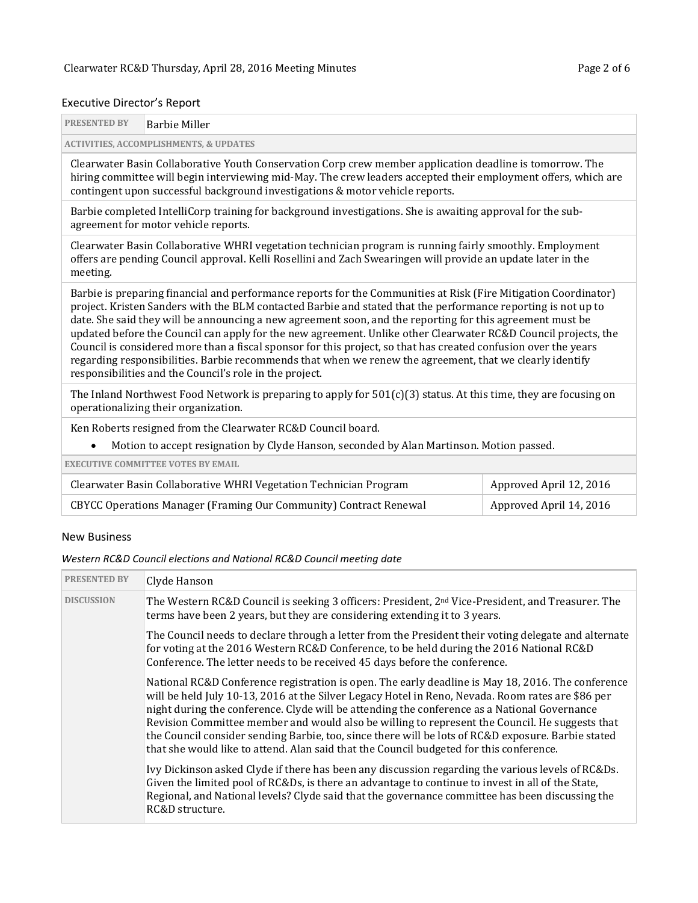## Executive Director's Report

| PRESENTED BY | Barbie Miller |
|---|---|

**ACTIVITIES, ACCOMPLISHMENTS, & UPDATES**

Clearwater Basin Collaborative Youth Conservation Corp crew member application deadline is tomorrow. The hiring committee will begin interviewing mid-May. The crew leaders accepted their employment offers, which are contingent upon successful background investigations & motor vehicle reports.

Barbie completed IntelliCorp training for background investigations. She is awaiting approval for the sub-agreement for motor vehicle reports.

Clearwater Basin Collaborative WHRI vegetation technician program is running fairly smoothly. Employment offers are pending Council approval. Kelli Rosellini and Zach Swearingen will provide an update later in the meeting.

Barbie is preparing financial and performance reports for the Communities at Risk (Fire Mitigation Coordinator) project. Kristen Sanders with the BLM contacted Barbie and stated that the performance reporting is not up to date. She said they will be announcing a new agreement soon, and the reporting for this agreement must be updated before the Council can apply for the new agreement. Unlike other Clearwater RC&D Council projects, the Council is considered more than a fiscal sponsor for this project, so that has created confusion over the years regarding responsibilities. Barbie recommends that when we renew the agreement, that we clearly identify responsibilities and the Council's role in the project.

The Inland Northwest Food Network is preparing to apply for 501(c)(3) status. At this time, they are focusing on operationalizing their organization.

Ken Roberts resigned from the Clearwater RC&D Council board.

- Motion to accept resignation by Clyde Hanson, seconded by Alan Martinson. Motion passed.

**EXECUTIVE COMMITTEE VOTES BY EMAIL**

| Item | Status |
|---|---|
| Clearwater Basin Collaborative WHRI Vegetation Technician Program | Approved April 12, 2016 |
| CBYCC Operations Manager (Framing Our Community) Contract Renewal | Approved April 14, 2016 |

## New Business

*Western RC&D Council elections and National RC&D Council meeting date*

| PRESENTED BY | Clyde Hanson |
|---|---|
| DISCUSSION | The Western RC&D Council is seeking 3 officers: President, 2nd Vice-President, and Treasurer. The terms have been 2 years, but they are considering extending it to 3 years.<br><br>The Council needs to declare through a letter from the President their voting delegate and alternate for voting at the 2016 Western RC&D Conference, to be held during the 2016 National RC&D Conference. The letter needs to be received 45 days before the conference.<br><br>National RC&D Conference registration is open. The early deadline is May 18, 2016. The conference will be held July 10-13, 2016 at the Silver Legacy Hotel in Reno, Nevada. Room rates are $86 per night during the conference. Clyde will be attending the conference as a National Governance Revision Committee member and would also be willing to represent the Council. He suggests that the Council consider sending Barbie, too, since there will be lots of RC&D exposure. Barbie stated that she would like to attend. Alan said that the Council budgeted for this conference.<br><br>Ivy Dickinson asked Clyde if there has been any discussion regarding the various levels of RC&Ds. Given the limited pool of RC&Ds, is there an advantage to continue to invest in all of the State, Regional, and National levels? Clyde said that the governance committee has been discussing the RC&D structure. |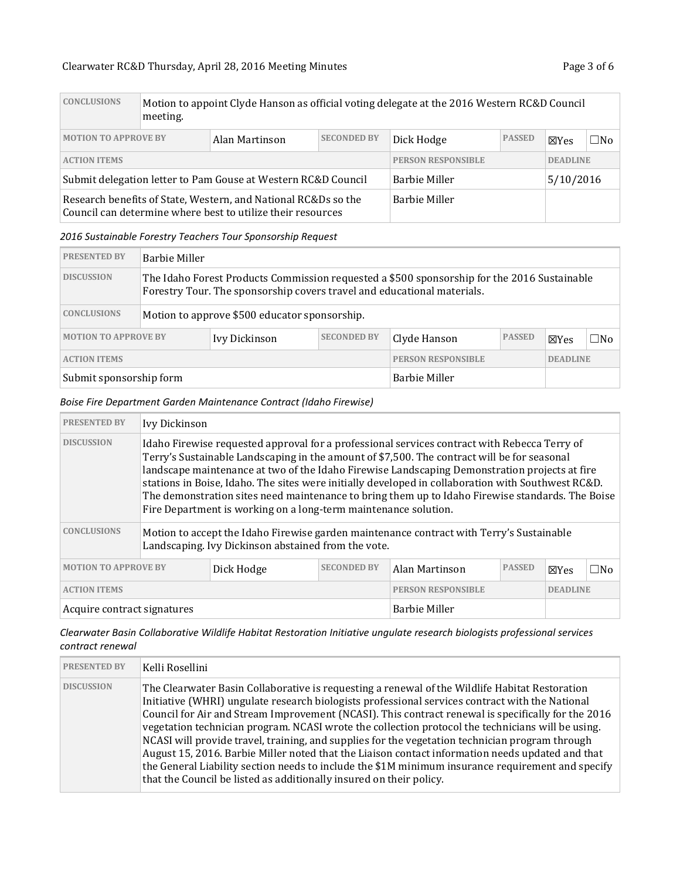| CONCLUSIONS | Motion to appoint Clyde Hanson as official voting delegate at the 2016 Western RC&D Council meeting. | | | | | |
|---|---|---|---|---|---|---|
| MOTION TO APPROVE BY | Alan Martinson | SECONDED BY | Dick Hodge | PASSED | ☒Yes | ☐No |
| ACTION ITEMS | | | PERSON RESPONSIBLE | | DEADLINE | |
| Submit delegation letter to Pam Gouse at Western RC&D Council | | | Barbie Miller | | 5/10/2016 | |
| Research benefits of State, Western, and National RC&Ds so the Council can determine where best to utilize their resources | | | Barbie Miller | | | |

*2016 Sustainable Forestry Teachers Tour Sponsorship Request*

| PRESENTED BY | Barbie Miller | | | | | |
|---|---|---|---|---|---|---|
| DISCUSSION | The Idaho Forest Products Commission requested a $500 sponsorship for the 2016 Sustainable Forestry Tour. The sponsorship covers travel and educational materials. | | | | | |
| CONCLUSIONS | Motion to approve $500 educator sponsorship. | | | | | |
| MOTION TO APPROVE BY | Ivy Dickinson | SECONDED BY | Clyde Hanson | PASSED | ☒Yes | ☐No |
| ACTION ITEMS | | | PERSON RESPONSIBLE | | DEADLINE | |
| Submit sponsorship form | | | Barbie Miller | | | |

*Boise Fire Department Garden Maintenance Contract (Idaho Firewise)*

| PRESENTED BY | Ivy Dickinson | | | | | |
|---|---|---|---|---|---|---|
| DISCUSSION | Idaho Firewise requested approval for a professional services contract with Rebecca Terry of Terry's Sustainable Landscaping in the amount of $7,500. The contract will be for seasonal landscape maintenance at two of the Idaho Firewise Landscaping Demonstration projects at fire stations in Boise, Idaho. The sites were initially developed in collaboration with Southwest RC&D. The demonstration sites need maintenance to bring them up to Idaho Firewise standards. The Boise Fire Department is working on a long-term maintenance solution. | | | | | |
| CONCLUSIONS | Motion to accept the Idaho Firewise garden maintenance contract with Terry's Sustainable Landscaping. Ivy Dickinson abstained from the vote. | | | | | |
| MOTION TO APPROVE BY | Dick Hodge | SECONDED BY | Alan Martinson | PASSED | ☒Yes | ☐No |
| ACTION ITEMS | | | PERSON RESPONSIBLE | | DEADLINE | |
| Acquire contract signatures | | | Barbie Miller | | | |

*Clearwater Basin Collaborative Wildlife Habitat Restoration Initiative ungulate research biologists professional services contract renewal*

| PRESENTED BY | Kelli Rosellini |
|---|---|
| DISCUSSION | The Clearwater Basin Collaborative is requesting a renewal of the Wildlife Habitat Restoration Initiative (WHRI) ungulate research biologists professional services contract with the National Council for Air and Stream Improvement (NCASI). This contract renewal is specifically for the 2016 vegetation technician program. NCASI wrote the collection protocol the technicians will be using. NCASI will provide travel, training, and supplies for the vegetation technician program through August 15, 2016. Barbie Miller noted that the Liaison contact information needs updated and that the General Liability section needs to include the $1M minimum insurance requirement and specify that the Council be listed as additionally insured on their policy. |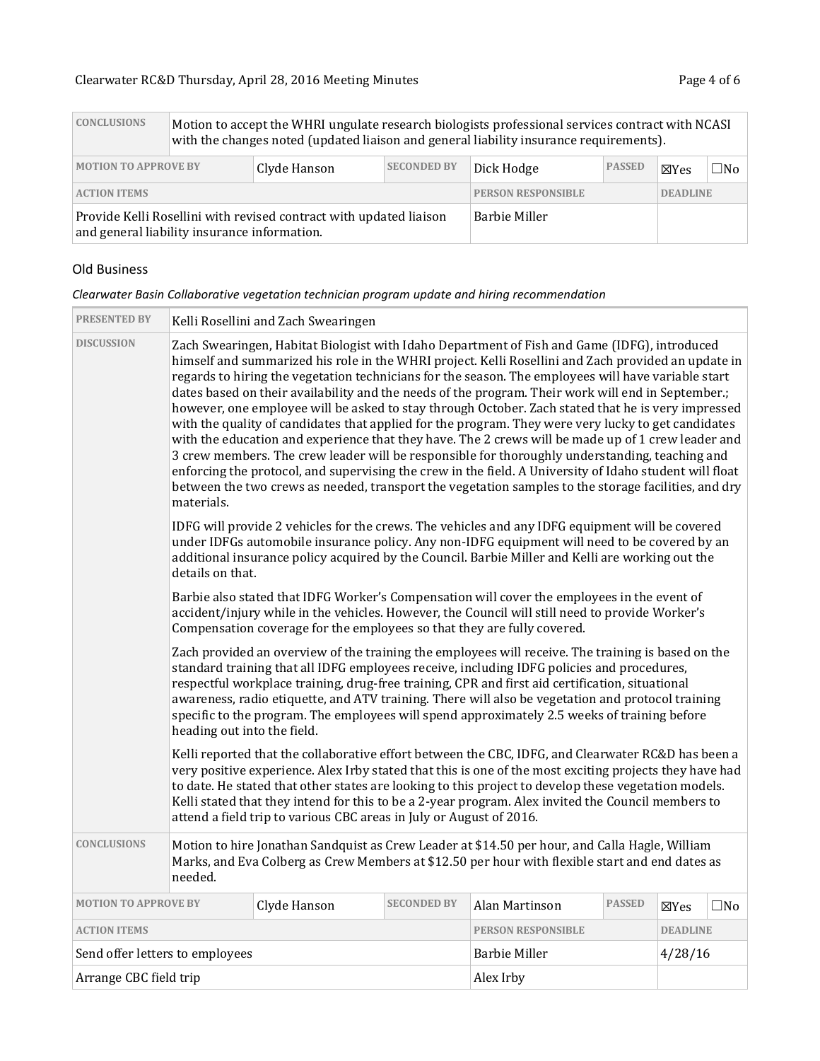| CONCLUSIONS | Motion to accept the WHRI ungulate research biologists professional services contract with NCASI with the changes noted (updated liaison and general liability insurance requirements). | | | | | |
|---|---|---|---|---|---|---|
| MOTION TO APPROVE BY | Clyde Hanson | SECONDED BY | Dick Hodge | PASSED | ☒Yes | ☐No |
| ACTION ITEMS | | | PERSON RESPONSIBLE | | DEADLINE | |
| Provide Kelli Rosellini with revised contract with updated liaison and general liability insurance information. | | | Barbie Miller | | | |

## Old Business

*Clearwater Basin Collaborative vegetation technician program update and hiring recommendation*

| PRESENTED BY | Kelli Rosellini and Zach Swearingen | | | | | |
|---|---|---|---|---|---|---|
| DISCUSSION | Zach Swearingen, Habitat Biologist with Idaho Department of Fish and Game (IDFG), introduced himself and summarized his role in the WHRI project. Kelli Rosellini and Zach provided an update in regards to hiring the vegetation technicians for the season. The employees will have variable start dates based on their availability and the needs of the program. Their work will end in September.; however, one employee will be asked to stay through October. Zach stated that he is very impressed with the quality of candidates that applied for the program. They were very lucky to get candidates with the education and experience that they have. The 2 crews will be made up of 1 crew leader and 3 crew members. The crew leader will be responsible for thoroughly understanding, teaching and enforcing the protocol, and supervising the crew in the field. A University of Idaho student will float between the two crews as needed, transport the vegetation samples to the storage facilities, and dry materials.<br><br>IDFG will provide 2 vehicles for the crews. The vehicles and any IDFG equipment will be covered under IDFGs automobile insurance policy. Any non-IDFG equipment will need to be covered by an additional insurance policy acquired by the Council. Barbie Miller and Kelli are working out the details on that.<br><br>Barbie also stated that IDFG Worker's Compensation will cover the employees in the event of accident/injury while in the vehicles. However, the Council will still need to provide Worker's Compensation coverage for the employees so that they are fully covered.<br><br>Zach provided an overview of the training the employees will receive. The training is based on the standard training that all IDFG employees receive, including IDFG policies and procedures, respectful workplace training, drug-free training, CPR and first aid certification, situational awareness, radio etiquette, and ATV training. There will also be vegetation and protocol training specific to the program. The employees will spend approximately 2.5 weeks of training before heading out into the field.<br><br>Kelli reported that the collaborative effort between the CBC, IDFG, and Clearwater RC&D has been a very positive experience. Alex Irby stated that this is one of the most exciting projects they have had to date. He stated that other states are looking to this project to develop these vegetation models. Kelli stated that they intend for this to be a 2-year program. Alex invited the Council members to attend a field trip to various CBC areas in July or August of 2016. | | | | | |
| CONCLUSIONS | Motion to hire Jonathan Sandquist as Crew Leader at $14.50 per hour, and Calla Hagle, William Marks, and Eva Colberg as Crew Members at $12.50 per hour with flexible start and end dates as needed. | | | | | |
| MOTION TO APPROVE BY | Clyde Hanson | SECONDED BY | Alan Martinson | PASSED | ☒Yes | ☐No |
| ACTION ITEMS | | | PERSON RESPONSIBLE | | DEADLINE | |
| Send offer letters to employees | | | Barbie Miller | | 4/28/16 | |
| Arrange CBC field trip | | | Alex Irby | | | |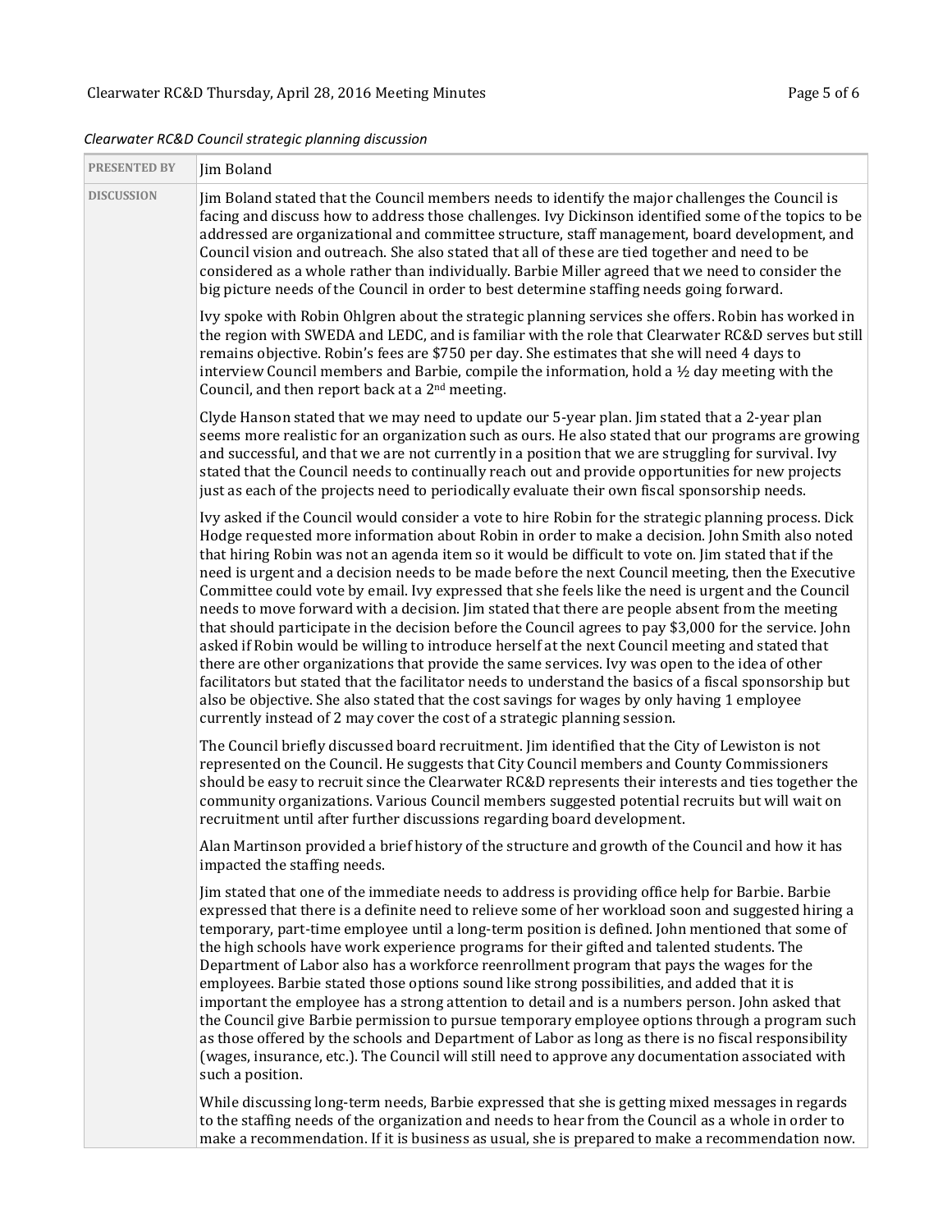*Clearwater RC&D Council strategic planning discussion*

| PRESENTED BY | Jim Boland |
|---|---|
| DISCUSSION | Jim Boland stated that the Council members needs to identify the major challenges the Council is facing and discuss how to address those challenges. Ivy Dickinson identified some of the topics to be addressed are organizational and committee structure, staff management, board development, and Council vision and outreach. She also stated that all of these are tied together and need to be considered as a whole rather than individually. Barbie Miller agreed that we need to consider the big picture needs of the Council in order to best determine staffing needs going forward.<br><br>Ivy spoke with Robin Ohlgren about the strategic planning services she offers. Robin has worked in the region with SWEDA and LEDC, and is familiar with the role that Clearwater RC&D serves but still remains objective. Robin's fees are $750 per day. She estimates that she will need 4 days to interview Council members and Barbie, compile the information, hold a ½ day meeting with the Council, and then report back at a 2nd meeting.<br><br>Clyde Hanson stated that we may need to update our 5-year plan. Jim stated that a 2-year plan seems more realistic for an organization such as ours. He also stated that our programs are growing and successful, and that we are not currently in a position that we are struggling for survival. Ivy stated that the Council needs to continually reach out and provide opportunities for new projects just as each of the projects need to periodically evaluate their own fiscal sponsorship needs.<br><br>Ivy asked if the Council would consider a vote to hire Robin for the strategic planning process. Dick Hodge requested more information about Robin in order to make a decision. John Smith also noted that hiring Robin was not an agenda item so it would be difficult to vote on. Jim stated that if the need is urgent and a decision needs to be made before the next Council meeting, then the Executive Committee could vote by email. Ivy expressed that she feels like the need is urgent and the Council needs to move forward with a decision. Jim stated that there are people absent from the meeting that should participate in the decision before the Council agrees to pay $3,000 for the service. John asked if Robin would be willing to introduce herself at the next Council meeting and stated that there are other organizations that provide the same services. Ivy was open to the idea of other facilitators but stated that the facilitator needs to understand the basics of a fiscal sponsorship but also be objective. She also stated that the cost savings for wages by only having 1 employee currently instead of 2 may cover the cost of a strategic planning session.<br><br>The Council briefly discussed board recruitment. Jim identified that the City of Lewiston is not represented on the Council. He suggests that City Council members and County Commissioners should be easy to recruit since the Clearwater RC&D represents their interests and ties together the community organizations. Various Council members suggested potential recruits but will wait on recruitment until after further discussions regarding board development.<br><br>Alan Martinson provided a brief history of the structure and growth of the Council and how it has impacted the staffing needs.<br><br>Jim stated that one of the immediate needs to address is providing office help for Barbie. Barbie expressed that there is a definite need to relieve some of her workload soon and suggested hiring a temporary, part-time employee until a long-term position is defined. John mentioned that some of the high schools have work experience programs for their gifted and talented students. The Department of Labor also has a workforce reenrollment program that pays the wages for the employees. Barbie stated those options sound like strong possibilities, and added that it is important the employee has a strong attention to detail and is a numbers person. John asked that the Council give Barbie permission to pursue temporary employee options through a program such as those offered by the schools and Department of Labor as long as there is no fiscal responsibility (wages, insurance, etc.). The Council will still need to approve any documentation associated with such a position.<br><br>While discussing long-term needs, Barbie expressed that she is getting mixed messages in regards to the staffing needs of the organization and needs to hear from the Council as a whole in order to make a recommendation. If it is business as usual, she is prepared to make a recommendation now. |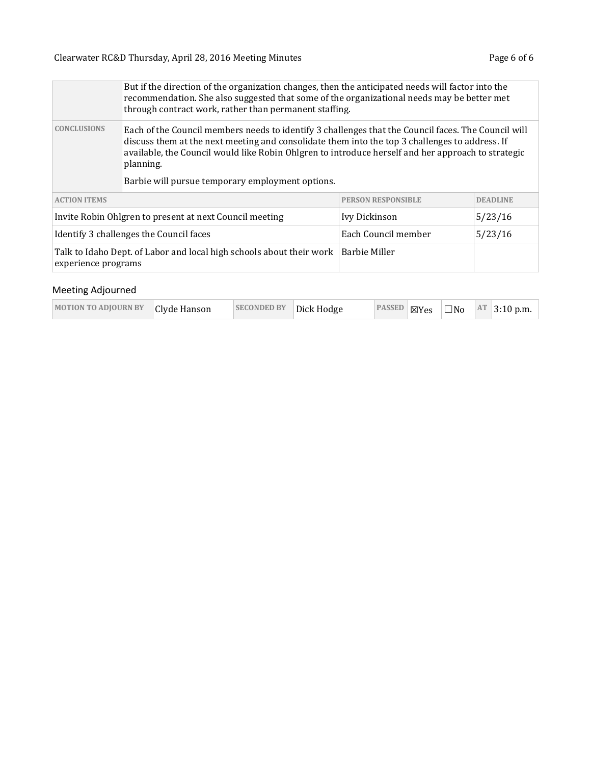| | |
|---|---|
| | But if the direction of the organization changes, then the anticipated needs will factor into the recommendation. She also suggested that some of the organizational needs may be better met through contract work, rather than permanent staffing. |
| **CONCLUSIONS** | Each of the Council members needs to identify 3 challenges that the Council faces. The Council will discuss them at the next meeting and consolidate them into the top 3 challenges to address. If available, the Council would like Robin Ohlgren to introduce herself and her approach to strategic planning.<br><br>Barbie will pursue temporary employment options. |

| ACTION ITEMS | PERSON RESPONSIBLE | DEADLINE |
|---|---|---|
| Invite Robin Ohlgren to present at next Council meeting | Ivy Dickinson | 5/23/16 |
| Identify 3 challenges the Council faces | Each Council member | 5/23/16 |
| Talk to Idaho Dept. of Labor and local high schools about their work experience programs | Barbie Miller | |

## Meeting Adjourned

| MOTION TO ADJOURN BY | Clyde Hanson | SECONDED BY | Dick Hodge | PASSED | ☒Yes | ☐No | AT | 3:10 p.m. |
|---|---|---|---|---|---|---|---|---|